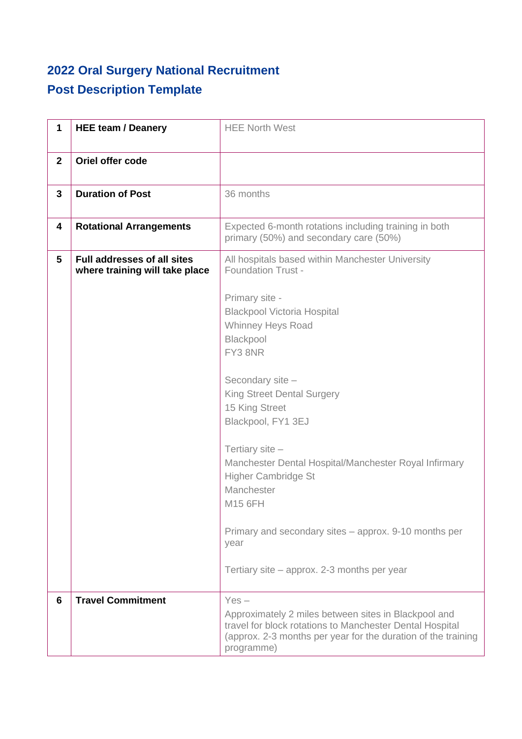## 2022 Oral Surgery National Recruitment

## Post Description Template

| | | |
|---|---|---|
| 1 | **HEE team / Deanery** | HEE North West |
| 2 | **Oriel offer code** | |
| 3 | **Duration of Post** | 36 months |
| 4 | **Rotational Arrangements** | Expected 6-month rotations including training in both primary (50%) and secondary care (50%) |
| 5 | **Full addresses of all sites where training will take place** | All hospitals based within Manchester University Foundation Trust -<br><br>Primary site -<br>Blackpool Victoria Hospital<br>Whinney Heys Road<br>Blackpool<br>FY3 8NR<br><br>Secondary site –<br>King Street Dental Surgery<br>15 King Street<br>Blackpool, FY1 3EJ<br><br>Tertiary site –<br>Manchester Dental Hospital/Manchester Royal Infirmary<br>Higher Cambridge St<br>Manchester<br>M15 6FH<br><br>Primary and secondary sites – approx. 9-10 months per year<br><br>Tertiary site – approx. 2-3 months per year |
| 6 | **Travel Commitment** | Yes –<br>Approximately 2 miles between sites in Blackpool and travel for block rotations to Manchester Dental Hospital (approx. 2-3 months per year for the duration of the training programme) |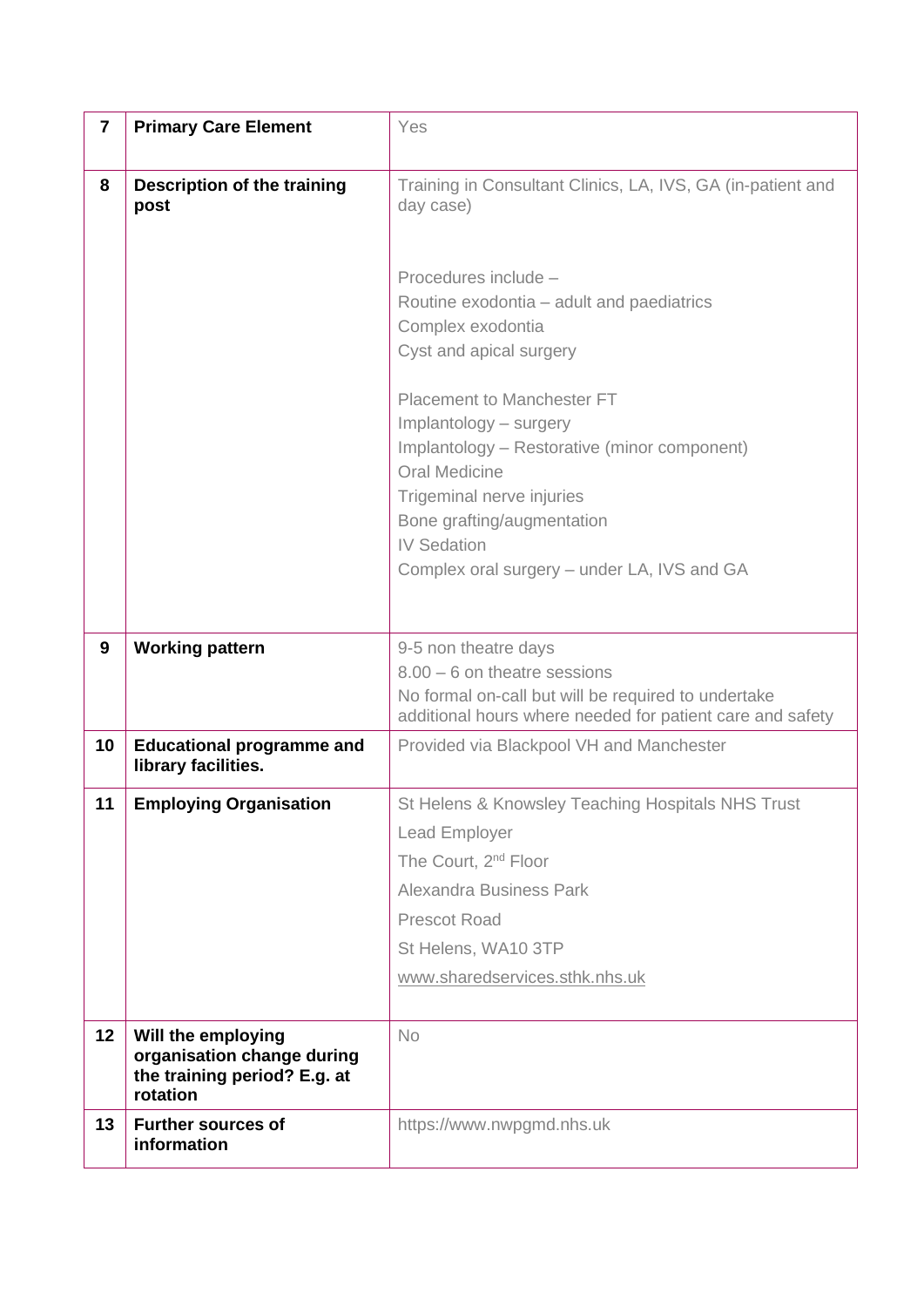| | | |
|---|---|---|
| **7** | **Primary Care Element** | Yes |
| **8** | **Description of the training post** | Training in Consultant Clinics, LA, IVS, GA (in-patient and day case)<br><br>Procedures include –<br>Routine exodontia – adult and paediatrics<br>Complex exodontia<br>Cyst and apical surgery<br><br>Placement to Manchester FT<br>Implantology – surgery<br>Implantology – Restorative (minor component)<br>Oral Medicine<br>Trigeminal nerve injuries<br>Bone grafting/augmentation<br>IV Sedation<br>Complex oral surgery – under LA, IVS and GA |
| **9** | **Working pattern** | 9-5 non theatre days<br>8.00 – 6 on theatre sessions<br>No formal on-call but will be required to undertake additional hours where needed for patient care and safety |
| **10** | **Educational programme and library facilities.** | Provided via Blackpool VH and Manchester |
| **11** | **Employing Organisation** | St Helens & Knowsley Teaching Hospitals NHS Trust<br>Lead Employer<br>The Court, 2nd Floor<br>Alexandra Business Park<br>Prescot Road<br>St Helens, WA10 3TP<br>www.sharedservices.sthk.nhs.uk |
| **12** | **Will the employing organisation change during the training period? E.g. at rotation** | No |
| **13** | **Further sources of information** | https://www.nwpgmd.nhs.uk |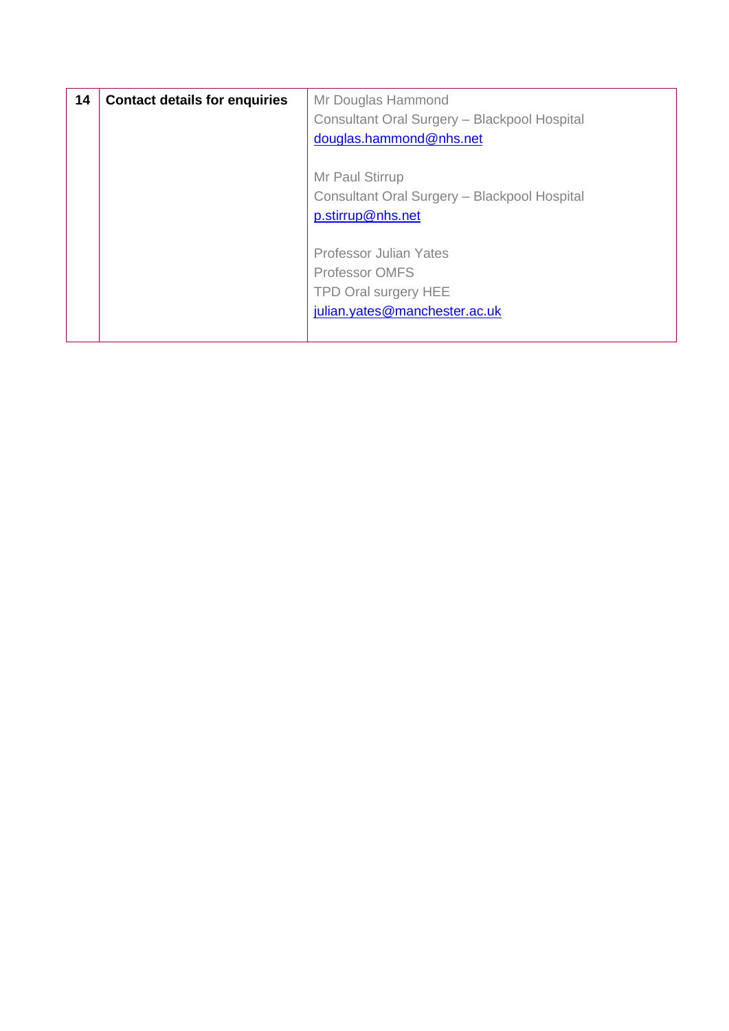| | | |
|---|---|---|
| **14** | **Contact details for enquiries** | Mr Douglas Hammond<br>Consultant Oral Surgery – Blackpool Hospital<br>douglas.hammond@nhs.net<br><br>Mr Paul Stirrup<br>Consultant Oral Surgery – Blackpool Hospital<br>p.stirrup@nhs.net<br><br>Professor Julian Yates<br>Professor OMFS<br>TPD Oral surgery HEE<br>julian.yates@manchester.ac.uk |